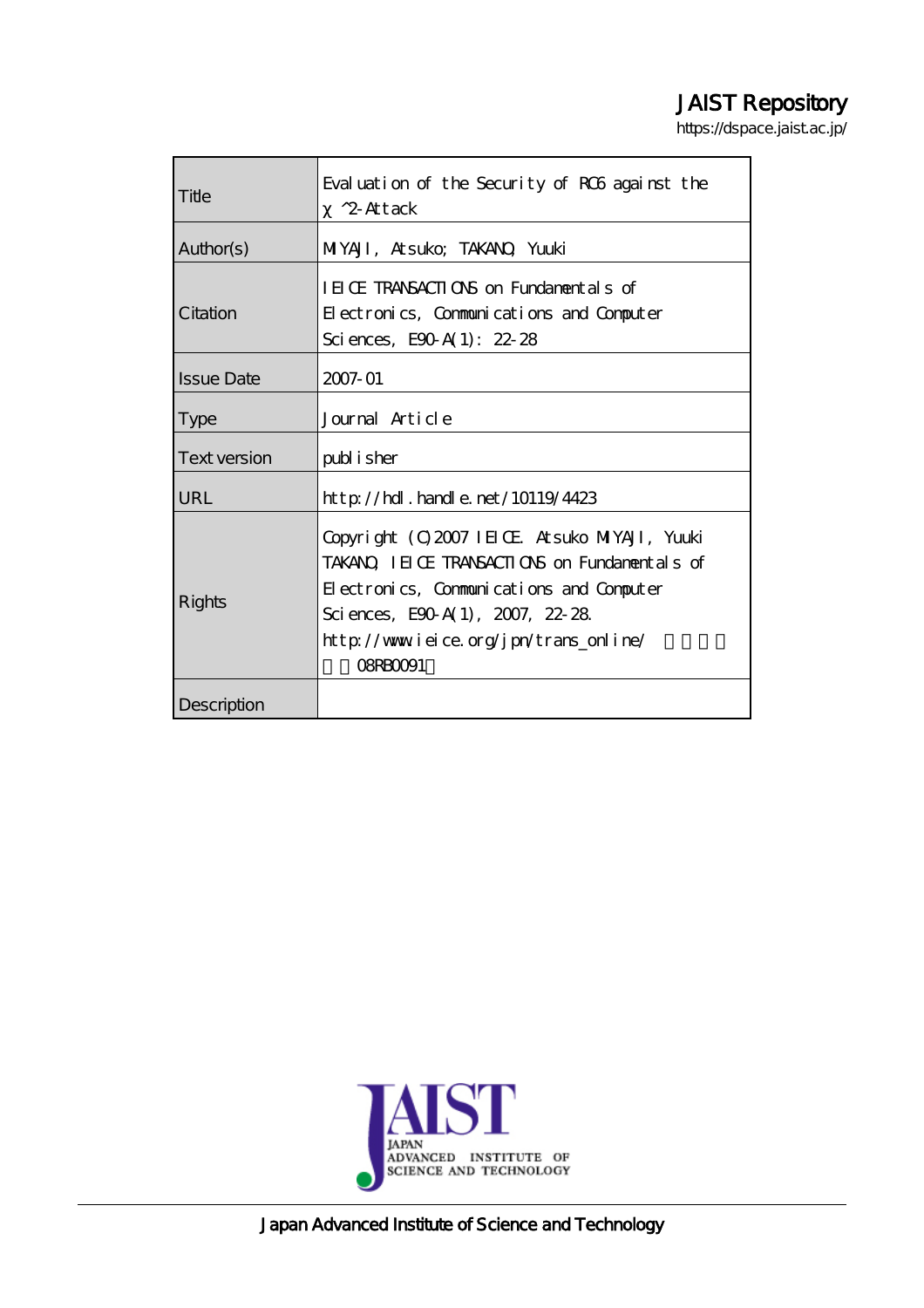# JAIST Repository

https://dspace.jaist.ac.jp/

| | |
|---|---|
| Title | Evaluation of the Security of RC6 against the χ^2-Attack |
| Author(s) | MIYAJI, Atsuko; TAKANO, Yuuki |
| Citation | IEICE TRANSACTIONS on Fundamentals of Electronics, Communications and Computer Sciences, E90-A(1): 22-28 |
| Issue Date | 2007-01 |
| Type | Journal Article |
| Text version | publisher |
| URL | http://hdl.handle.net/10119/4423 |
| Rights | Copyright (C)2007 IEICE. Atsuko MIYAJI, Yuuki TAKANO, IEICE TRANSACTIONS on Fundamentals of Electronics, Communications and Computer Sciences, E90-A(1), 2007, 22-28. http://www.ieice.org/jpn/trans_online/ 　　　　　　08RB0091 |
| Description | |

Japan Advanced Institute of Science and Technology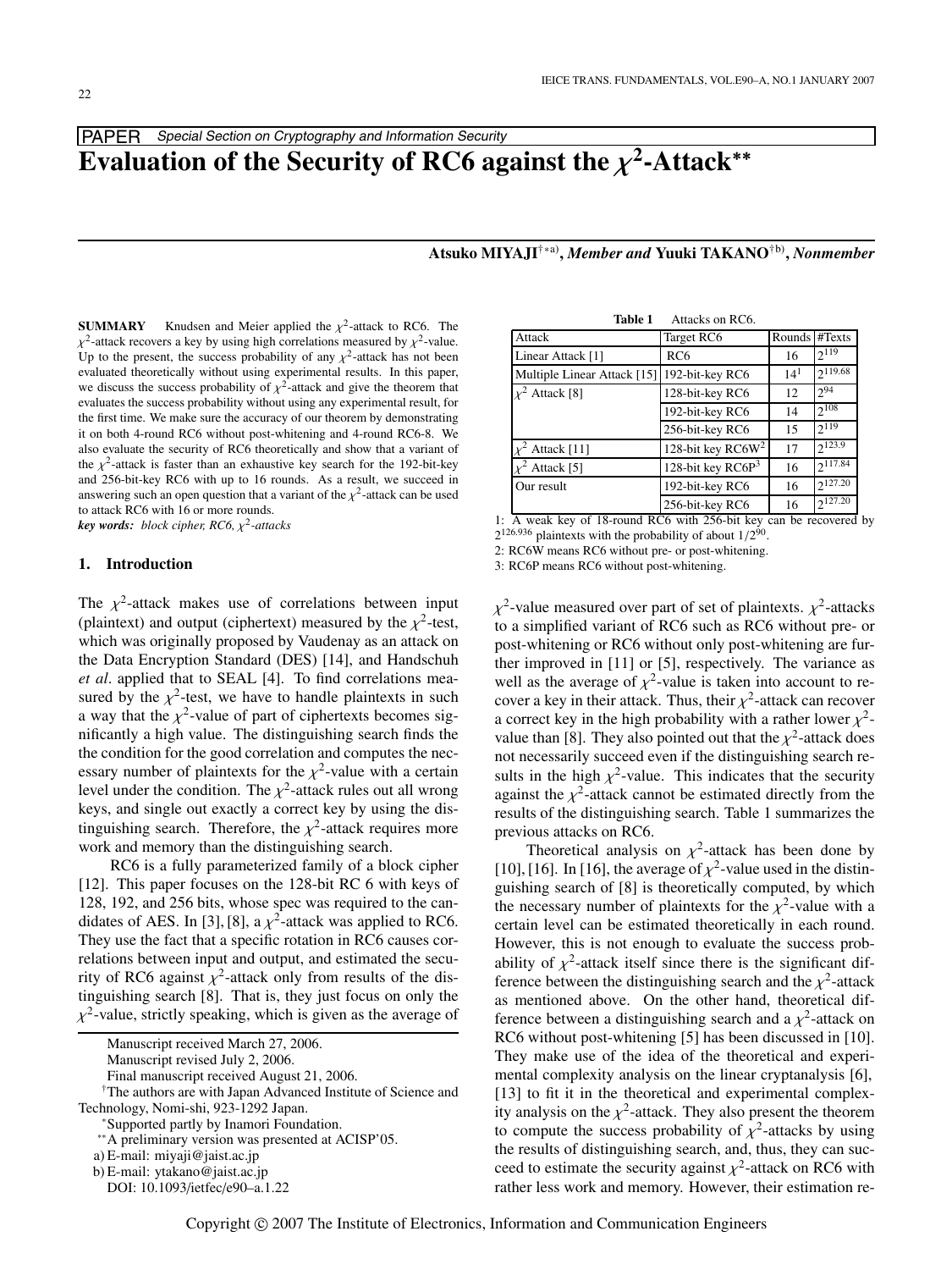PAPER *Special Section on Cryptography and Information Security*

# Evaluation of the Security of RC6 against the $\chi^2$-Attack[**]

**Atsuko MIYAJI**[†*a)], ***Member and*** **Yuuki TAKANO**[†b)], ***Nonmember***

**SUMMARY** Knudsen and Meier applied the $\chi^2$-attack to RC6. The $\chi^2$-attack recovers a key by using high correlations measured by $\chi^2$-value. Up to the present, the success probability of any $\chi^2$-attack has not been evaluated theoretically without using experimental results. In this paper, we discuss the success probability of $\chi^2$-attack and give the theorem that evaluates the success probability without using any experimental result, for the first time. We make sure the accuracy of our theorem by demonstrating it on both 4-round RC6 without post-whitening and 4-round RC6-8. We also evaluate the security of RC6 theoretically and show that a variant of the $\chi^2$-attack is faster than an exhaustive key search for the 192-bit-key and 256-bit-key RC6 with up to 16 rounds. As a result, we succeed in answering such an open question that a variant of the $\chi^2$-attack can be used to attack RC6 with 16 or more rounds.

***key words:*** *block cipher, RC6, $\chi^2$-attacks*

## 1. Introduction

The $\chi^2$-attack makes use of correlations between input (plaintext) and output (ciphertext) measured by the $\chi^2$-test, which was originally proposed by Vaudenay as an attack on the Data Encryption Standard (DES) [14], and Handschuh *et al*. applied that to SEAL [4]. To find correlations measured by the $\chi^2$-test, we have to handle plaintexts in such a way that the $\chi^2$-value of part of ciphertexts becomes significantly a high value. The distinguishing search finds the condition for the good correlation and computes the necessary number of plaintexts for the $\chi^2$-value with a certain level under the condition. The $\chi^2$-attack rules out all wrong keys, and single out exactly a correct key by using the distinguishing search. Therefore, the $\chi^2$-attack requires more work and memory than the distinguishing search.

RC6 is a fully parameterized family of a block cipher [12]. This paper focuses on the 128-bit RC 6 with keys of 128, 192, and 256 bits, whose spec was required to the candidates of AES. In [3], [8], a $\chi^2$-attack was applied to RC6. They use the fact that a specific rotation in RC6 causes correlations between input and output, and estimated the security of RC6 against $\chi^2$-attack only from results of the distinguishing search [8]. That is, they just focus on only the $\chi^2$-value, strictly speaking, which is given as the average of $\chi^2$-value measured over part of set of plaintexts. $\chi^2$-attacks to a simplified variant of RC6 such as RC6 without pre- or post-whitening or RC6 without only post-whitening are further improved in [11] or [5], respectively. The variance as well as the average of $\chi^2$-value is taken into account to recover a key in their attack. Thus, their $\chi^2$-attack can recover a correct key in the high probability with a rather lower $\chi^2$-value than [8]. They also pointed out that the $\chi^2$-attack does not necessarily succeed even if the distinguishing search results in the high $\chi^2$-value. This indicates that the security against the $\chi^2$-attack cannot be estimated directly from the results of the distinguishing search. Table 1 summarizes the previous attacks on RC6.

**Table 1** Attacks on RC6.

| Attack | Target RC6 | Rounds | #Texts |
|---|---|---|---|
| Linear Attack [1] | RC6 | 16 | $2^{119}$ |
| Multiple Linear Attack [15] | 192-bit-key RC6 | 14[1] | $2^{119.68}$ |
| $\chi^2$ Attack [8] | 128-bit-key RC6 | 12 | $2^{94}$ |
| | 192-bit-key RC6 | 14 | $2^{108}$ |
| | 256-bit-key RC6 | 15 | $2^{119}$ |
| $\chi^2$ Attack [11] | 128-bit key RC6W[2] | 17 | $2^{123.9}$ |
| $\chi^2$ Attack [5] | 128-bit key RC6P[3] | 16 | $2^{117.84}$ |
| Our result | 192-bit-key RC6 | 16 | $2^{127.20}$ |
| | 256-bit-key RC6 | 16 | $2^{127.20}$ |

1: A weak key of 18-round RC6 with 256-bit key can be recovered by $2^{126.936}$ plaintexts with the probability of about $1/2^{90}$.
2: RC6W means RC6 without pre- or post-whitening.
3: RC6P means RC6 without post-whitening.

Theoretical analysis on $\chi^2$-attack has been done by [10], [16]. In [16], the average of $\chi^2$-value used in the distinguishing search of [8] is theoretically computed, by which the necessary number of plaintexts for the $\chi^2$-value with a certain level can be estimated theoretically in each round. However, this is not enough to evaluate the success probability of $\chi^2$-attack itself since there is the significant difference between the distinguishing search and the $\chi^2$-attack as mentioned above. On the other hand, theoretical difference between a distinguishing search and a $\chi^2$-attack on RC6 without post-whitening [5] has been discussed in [10]. They make use of the idea of the theoretical and experimental complexity analysis on the linear cryptanalysis [6], [13] to fit it in the theoretical and experimental complexity analysis on the $\chi^2$-attack. They also present the theorem to compute the success probability of $\chi^2$-attacks by using the results of distinguishing search, and, thus, they can succeed to estimate the security against $\chi^2$-attack on RC6 with rather less work and memory. However, their estimation re-

Manuscript received March 27, 2006.
Manuscript revised July 2, 2006.
Final manuscript received August 21, 2006.
†The authors are with Japan Advanced Institute of Science and Technology, Nomi-shi, 923-1292 Japan.
*Supported partly by Inamori Foundation.
**A preliminary version was presented at ACISP'05.
a) E-mail: miyaji@jaist.ac.jp
b) E-mail: ytakano@jaist.ac.jp
DOI: 10.1093/ietfec/e90–a.1.22

Copyright © 2007 The Institute of Electronics, Information and Communication Engineers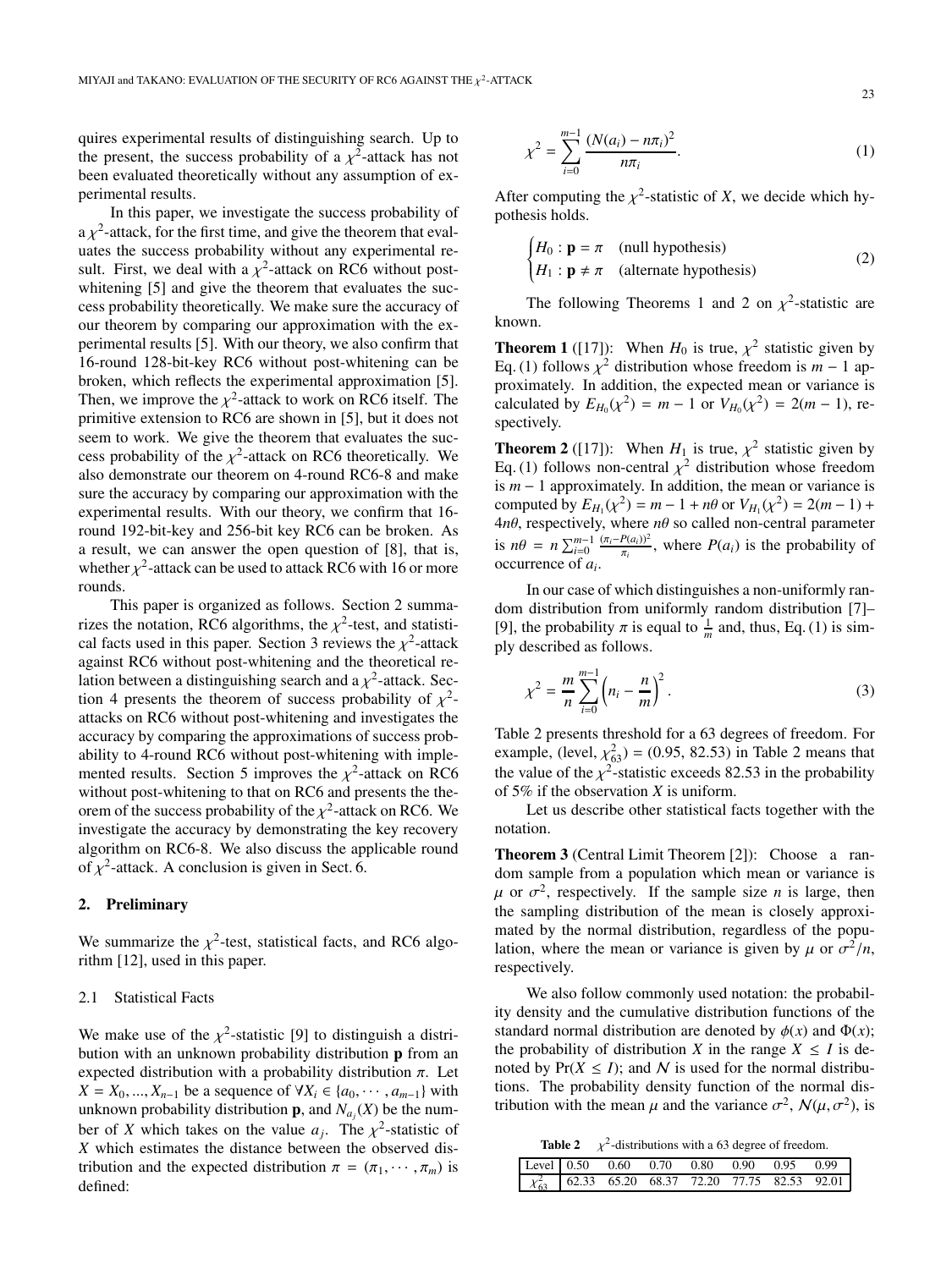quires experimental results of distinguishing search. Up to the present, the success probability of a $\chi^2$-attack has not been evaluated theoretically without any assumption of experimental results.

In this paper, we investigate the success probability of a $\chi^2$-attack, for the first time, and give the theorem that evaluates the success probability without any experimental result. First, we deal with a $\chi^2$-attack on RC6 without post-whitening [5] and give the theorem that evaluates the success probability theoretically. We make sure the accuracy of our theorem by comparing our approximation with the experimental results [5]. With our theory, we also confirm that 16-round 128-bit-key RC6 without post-whitening can be broken, which reflects the experimental approximation [5]. Then, we improve the $\chi^2$-attack to work on RC6 itself. The primitive extension to RC6 are shown in [5], but it does not seem to work. We give the theorem that evaluates the success probability of the $\chi^2$-attack on RC6 theoretically. We also demonstrate our theorem on 4-round RC6-8 and make sure the accuracy by comparing our approximation with the experimental results. With our theory, we confirm that 16-round 192-bit-key and 256-bit key RC6 can be broken. As a result, we can answer the open question of [8], that is, whether $\chi^2$-attack can be used to attack RC6 with 16 or more rounds.

This paper is organized as follows. Section 2 summarizes the notation, RC6 algorithms, the $\chi^2$-test, and statistical facts used in this paper. Section 3 reviews the $\chi^2$-attack against RC6 without post-whitening and the theoretical relation between a distinguishing search and a $\chi^2$-attack. Section 4 presents the theorem of success probability of $\chi^2$-attacks on RC6 without post-whitening and investigates the accuracy by comparing the approximations of success probability to 4-round RC6 without post-whitening with implemented results. Section 5 improves the $\chi^2$-attack on RC6 without post-whitening to that on RC6 and presents the theorem of the success probability of the $\chi^2$-attack on RC6. We investigate the accuracy by demonstrating the key recovery algorithm on RC6-8. We also discuss the applicable round of $\chi^2$-attack. A conclusion is given in Sect. 6.

## 2. Preliminary

We summarize the $\chi^2$-test, statistical facts, and RC6 algorithm [12], used in this paper.

### 2.1 Statistical Facts

We make use of the $\chi^2$-statistic [9] to distinguish a distribution with an unknown probability distribution $\mathbf{p}$ from an expected distribution with a probability distribution $\pi$. Let $X = X_0, ..., X_{n-1}$ be a sequence of $\forall X_i \in \{a_0, \cdots, a_{m-1}\}$ with unknown probability distribution $\mathbf{p}$, and $N_{a_j}(X)$ be the number of $X$ which takes on the value $a_j$. The $\chi^2$-statistic of $X$ which estimates the distance between the observed distribution and the expected distribution $\pi = (\pi_1, \cdots, \pi_m)$ is defined:

$$\chi^2 = \sum_{i=0}^{m-1} \frac{(N(a_i) - n\pi_i)^2}{n\pi_i}. \tag{1}$$

After computing the $\chi^2$-statistic of $X$, we decide which hypothesis holds.

$$\begin{cases} H_0 : \mathbf{p} = \pi & \text{(null hypothesis)} \\ H_1 : \mathbf{p} \neq \pi & \text{(alternate hypothesis)} \end{cases} \tag{2}$$

The following Theorems 1 and 2 on $\chi^2$-statistic are known.

**Theorem 1** ([17]): When $H_0$ is true, $\chi^2$ statistic given by Eq. (1) follows $\chi^2$ distribution whose freedom is $m-1$ approximately. In addition, the expected mean or variance is calculated by $E_{H_0}(\chi^2) = m - 1$ or $V_{H_0}(\chi^2) = 2(m-1)$, respectively.

**Theorem 2** ([17]): When $H_1$ is true, $\chi^2$ statistic given by Eq. (1) follows non-central $\chi^2$ distribution whose freedom is $m-1$ approximately. In addition, the mean or variance is computed by $E_{H_1}(\chi^2) = m - 1 + n\theta$ or $V_{H_1}(\chi^2) = 2(m-1) + 4n\theta$, respectively, where $n\theta$ so called non-central parameter is $n\theta = n\sum_{i=0}^{m-1} \frac{(\pi_i - P(a_i))^2}{\pi_i}$, where $P(a_i)$ is the probability of occurrence of $a_i$.

In our case of which distinguishes a non-uniformly random distribution from uniformly random distribution [7]–[9], the probability $\pi$ is equal to $\frac{1}{m}$ and, thus, Eq. (1) is simply described as follows.

$$\chi^2 = \frac{m}{n} \sum_{i=0}^{m-1} \left(n_i - \frac{n}{m}\right)^2. \tag{3}$$

Table 2 presents threshold for a 63 degrees of freedom. For example, (level, $\chi^2_{63}$) = (0.95, 82.53) in Table 2 means that the value of the $\chi^2$-statistic exceeds 82.53 in the probability of 5% if the observation $X$ is uniform.

Let us describe other statistical facts together with the notation.

**Theorem 3** (Central Limit Theorem [2]): Choose a random sample from a population which mean or variance is $\mu$ or $\sigma^2$, respectively. If the sample size $n$ is large, then the sampling distribution of the mean is closely approximated by the normal distribution, regardless of the population, where the mean or variance is given by $\mu$ or $\sigma^2/n$, respectively.

We also follow commonly used notation: the probability density and the cumulative distribution functions of the standard normal distribution are denoted by $\phi(x)$ and $\Phi(x)$; the probability of distribution $X$ in the range $X \leq I$ is denoted by $\Pr(X \leq I)$; and $\mathcal{N}$ is used for the normal distributions. The probability density function of the normal distribution with the mean $\mu$ and the variance $\sigma^2$, $\mathcal{N}(\mu, \sigma^2)$, is

**Table 2** $\chi^2$-distributions with a 63 degree of freedom.

| Level | 0.50 | 0.60 | 0.70 | 0.80 | 0.90 | 0.95 | 0.99 |
|---|---|---|---|---|---|---|---|
| $\chi^2_{63}$ | 62.33 | 65.20 | 68.37 | 72.20 | 77.75 | 82.53 | 92.01 |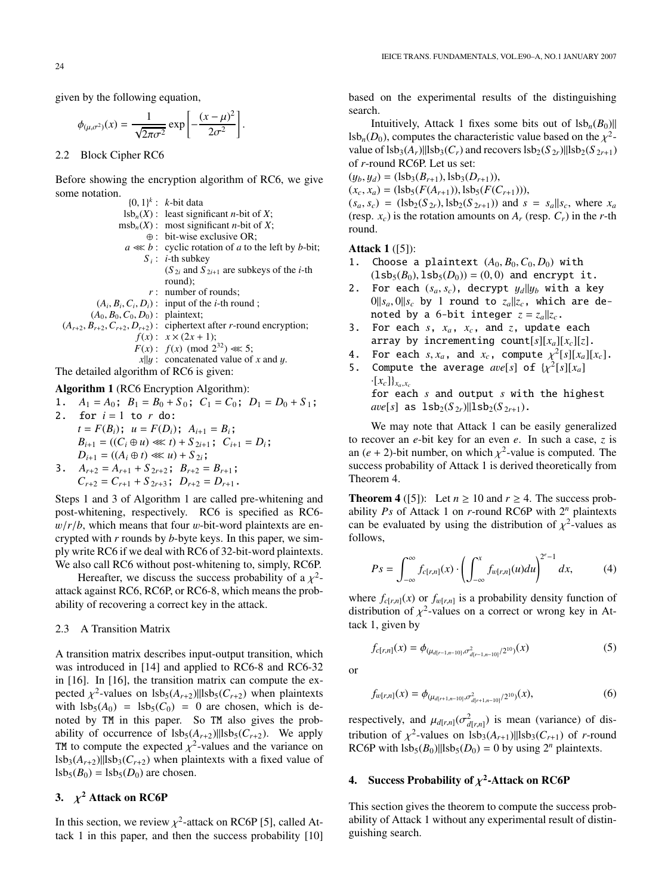given by the following equation,

$$\phi_{(\mu,\sigma^2)}(x) = \frac{1}{\sqrt{2\pi\sigma^2}} \exp\left[-\frac{(x-\mu)^2}{2\sigma^2}\right].$$

### 2.2 Block Cipher RC6

Before showing the encryption algorithm of RC6, we give some notation.

- $\{0,1\}^k$ : $k$-bit data
- $\text{lsb}_n(X)$ : least significant $n$-bit of $X$;
- $\text{msb}_n(X)$ : most significant $n$-bit of $X$;
- $\oplus$ : bit-wise exclusive OR;
- $a \lll b$ : cyclic rotation of $a$ to the left by $b$-bit;
- $S_i$ : $i$-th subkey ($S_{2i}$ and $S_{2i+1}$ are subkeys of the $i$-th round);
- $r$ : number of rounds;
- $(A_i, B_i, C_i, D_i)$ : input of the $i$-th round ;
- $(A_0, B_0, C_0, D_0)$ : plaintext;
- $(A_{r+2}, B_{r+2}, C_{r+2}, D_{r+2})$ : ciphertext after $r$-round encryption;
- $f(x)$ : $x \times (2x+1)$;
- $F(x)$ : $f(x) \pmod{2^{32}} \lll 5$;
- $x\|y$ : concatenated value of $x$ and $y$.

The detailed algorithm of RC6 is given:

**Algorithm 1** (RC6 Encryption Algorithm):

1. $A_1 = A_0$; $B_1 = B_0 + S_0$; $C_1 = C_0$; $D_1 = D_0 + S_1$;
2. for $i = 1$ to $r$ do:
   $t = F(B_i)$; $u = F(D_i)$; $A_{i+1} = B_i$;
   $B_{i+1} = ((C_i \oplus u) \lll t) + S_{2i+1}$; $C_{i+1} = D_i$;
   $D_{i+1} = ((A_i \oplus t) \lll u) + S_{2i}$;
3. $A_{r+2} = A_{r+1} + S_{2r+2}$; $B_{r+2} = B_{r+1}$;
   $C_{r+2} = C_{r+1} + S_{2r+3}$; $D_{r+2} = D_{r+1}$.

Steps 1 and 3 of Algorithm 1 are called pre-whitening and post-whitening, respectively. RC6 is specified as RC6-$w/r/b$, which means that four $w$-bit-word plaintexts are encrypted with $r$ rounds by $b$-byte keys. In this paper, we simply write RC6 if we deal with RC6 of 32-bit-word plaintexts. We also call RC6 without post-whitening to, simply, RC6P.

Hereafter, we discuss the success probability of a $\chi^2$-attack against RC6, RC6P, or RC6-8, which means the probability of recovering a correct key in the attack.

### 2.3 A Transition Matrix

A transition matrix describes input-output transition, which was introduced in [14] and applied to RC6-8 and RC6-32 in [16]. In [16], the transition matrix can compute the expected $\chi^2$-values on $\text{lsb}_5(A_{r+2})\|\text{lsb}_5(C_{r+2})$ when plaintexts with $\text{lsb}_5(A_0) = \text{lsb}_5(C_0) = 0$ are chosen, which is denoted by TM in this paper. So TM also gives the probability of occurrence of $\text{lsb}_5(A_{r+2})\|\text{lsb}_5(C_{r+2})$. We apply TM to compute the expected $\chi^2$-values and the variance on $\text{lsb}_3(A_{r+2})\|\text{lsb}_3(C_{r+2})$ when plaintexts with a fixed value of $\text{lsb}_5(B_0) = \text{lsb}_5(D_0)$ are chosen.

## 3. $\chi^2$ Attack on RC6P

In this section, we review $\chi^2$-attack on RC6P [5], called Attack 1 in this paper, and then the success probability [10] based on the experimental results of the distinguishing search.

Intuitively, Attack 1 fixes some bits out of $\text{lsb}_n(B_0)\|\text{lsb}_n(D_0)$, computes the characteristic value based on the $\chi^2$-value of $\text{lsb}_3(A_r)\|\text{lsb}_3(C_r)$ and recovers $\text{lsb}_2(S_{2r})\|\text{lsb}_2(S_{2r+1})$ of $r$-round RC6P. Let us set:

$(y_b, y_d) = (\text{lsb}_3(B_{r+1}), \text{lsb}_3(D_{r+1}))$,
$(x_c, x_a) = (\text{lsb}_5(F(A_{r+1})), \text{lsb}_5(F(C_{r+1})))$,
$(s_a, s_c) = (\text{lsb}_2(S_{2r}), \text{lsb}_2(S_{2r+1}))$ and $s = s_a\|s_c$, where $x_a$ (resp. $x_c$) is the rotation amounts on $A_r$ (resp. $C_r$) in the $r$-th round.

**Attack 1** ([5]):

1. Choose a plaintext $(A_0, B_0, C_0, D_0)$ with $(\text{lsb}_5(B_0), \text{lsb}_5(D_0)) = (0, 0)$ and encrypt it.
2. For each $(s_a, s_c)$, decrypt $y_d\|y_b$ with a key $0\|s_a, 0\|s_c$ by 1 round to $z_a\|z_c$, which are denoted by a 6-bit integer $z = z_a\|z_c$.
3. For each $s$, $x_a$, $x_c$, and $z$, update each array by incrementing count$[s][x_a][x_c][z]$.
4. For each $s, x_a$, and $x_c$, compute $\chi^2[s][x_a][x_c]$.
5. Compute the average $ave[s]$ of $\{\chi^2[s][x_a]\cdot[x_c]\}_{x_a,x_c}$ for each $s$ and output $s$ with the highest $ave[s]$ as $\text{lsb}_2(S_{2r})\|\text{lsb}_2(S_{2r+1})$.

We may note that Attack 1 can be easily generalized to recover an $e$-bit key for an even $e$. In such a case, $z$ is an $(e+2)$-bit number, on which $\chi^2$-value is computed. The success probability of Attack 1 is derived theoretically from Theorem 4.

**Theorem 4** ([5]): Let $n \geq 10$ and $r \geq 4$. The success probability $Ps$ of Attack 1 on $r$-round RC6P with $2^n$ plaintexts can be evaluated by using the distribution of $\chi^2$-values as follows,

$$Ps = \int_{-\infty}^{\infty} f_{c[r,n]}(x) \cdot \left(\int_{-\infty}^{x} f_{w[r,n]}(u)du\right)^{2^e-1} dx, \tag{4}$$

where $f_{c[r,n]}(x)$ or $f_{w[r,n]}$ is a probability density function of distribution of $\chi^2$-values on a correct or wrong key in Attack 1, given by

$$f_{c[r,n]}(x) = \phi_{(\mu_{d[r-1,n-10]}, \sigma^2_{d[r-1,n-10]}/2^{10})}(x) \tag{5}$$

or

$$f_{w[r,n]}(x) = \phi_{(\mu_{d[r+1,n-10]}, \sigma^2_{d[r+1,n-10]}/2^{10})}(x), \tag{6}$$

respectively, and $\mu_{d[r,n]}(\sigma^2_{d[r,n]})$ is mean (variance) of distribution of $\chi^2$-values on $\text{lsb}_3(A_{r+1})\|\text{lsb}_3(C_{r+1})$ of $r$-round RC6P with $\text{lsb}_5(B_0)\|\text{lsb}_5(D_0) = 0$ by using $2^n$ plaintexts.

## 4. Success Probability of $\chi^2$-Attack on RC6P

This section gives the theorem to compute the success probability of Attack 1 without any experimental result of distinguishing search.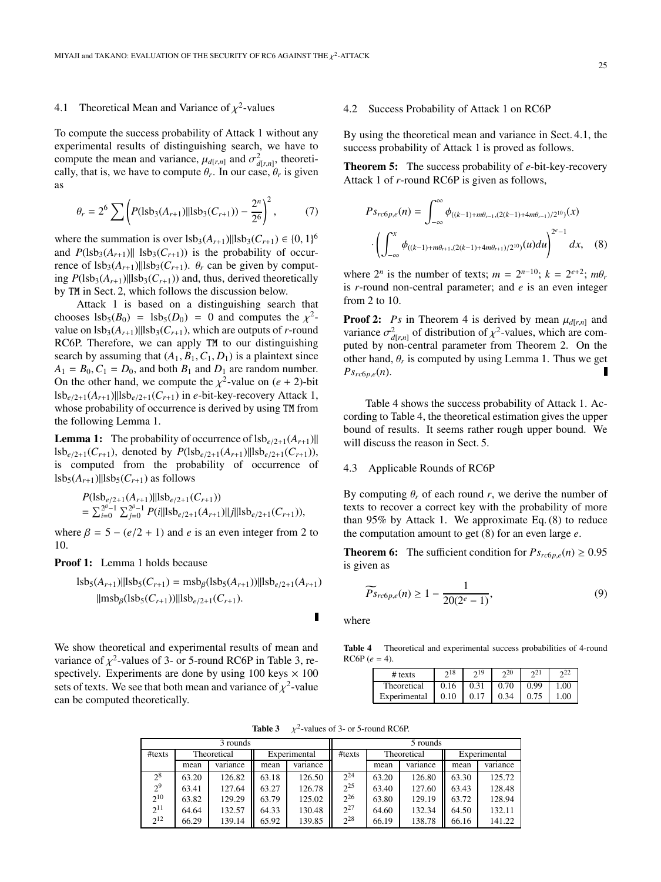### 4.1 Theoretical Mean and Variance of $\chi^2$-values

To compute the success probability of Attack 1 without any experimental results of distinguishing search, we have to compute the mean and variance, $\mu_{d[r,n]}$ and $\sigma^2_{d[r,n]}$, theoretically, that is, we have to compute $\theta_r$. In our case, $\theta_r$ is given as

$$\theta_r = 2^6 \sum \left( P(\mathrm{lsb}_3(A_{r+1}) \| \mathrm{lsb}_3(C_{r+1})) - \frac{2^n}{2^6} \right)^2, \qquad (7)$$

where the summation is over $\mathrm{lsb}_3(A_{r+1})\|\mathrm{lsb}_3(C_{r+1}) \in \{0,1\}^6$ and $P(\mathrm{lsb}_3(A_{r+1})\| \mathrm{lsb}_3(C_{r+1}))$ is the probability of occurrence of $\mathrm{lsb}_3(A_{r+1})\|\mathrm{lsb}_3(C_{r+1})$. $\theta_r$ can be given by computing $P(\mathrm{lsb}_3(A_{r+1})\|\mathrm{lsb}_3(C_{r+1}))$ and, thus, derived theoretically by TM in Sect. 2, which follows the discussion below.

Attack 1 is based on a distinguishing search that chooses $\mathrm{lsb}_5(B_0) = \mathrm{lsb}_5(D_0) = 0$ and computes the $\chi^2$-value on $\mathrm{lsb}_3(A_{r+1})\|\mathrm{lsb}_3(C_{r+1})$, which are outputs of $r$-round RC6P. Therefore, we can apply TM to our distinguishing search by assuming that $(A_1, B_1, C_1, D_1)$ is a plaintext since $A_1 = B_0, C_1 = D_0$, and both $B_1$ and $D_1$ are random number. On the other hand, we compute the $\chi^2$-value on $(e+2)$-bit $\mathrm{lsb}_{e/2+1}(A_{r+1})\|\mathrm{lsb}_{e/2+1}(C_{r+1})$ in $e$-bit-key-recovery Attack 1, whose probability of occurrence is derived by using TM from the following Lemma 1.

**Lemma 1:** The probability of occurrence of $\mathrm{lsb}_{e/2+1}(A_{r+1})\| \mathrm{lsb}_{e/2+1}(C_{r+1})$, denoted by $P(\mathrm{lsb}_{e/2+1}(A_{r+1})\|\mathrm{lsb}_{e/2+1}(C_{r+1}))$, is computed from the probability of occurrence of $\mathrm{lsb}_5(A_{r+1})\|\mathrm{lsb}_5(C_{r+1})$ as follows

$$\begin{aligned}&P(\mathrm{lsb}_{e/2+1}(A_{r+1})\|\mathrm{lsb}_{e/2+1}(C_{r+1}))\\ &= \textstyle\sum_{i=0}^{2^\beta-1}\sum_{j=0}^{2^\beta-1} P(i\|\mathrm{lsb}_{e/2+1}(A_{r+1})\|j\|\mathrm{lsb}_{e/2+1}(C_{r+1})),\end{aligned}$$

where $\beta = 5 - (e/2+1)$ and $e$ is an even integer from 2 to 10.

**Proof 1:** Lemma 1 holds because

$$\begin{aligned}\mathrm{lsb}_5(A_{r+1})\|\mathrm{lsb}_5(C_{r+1}) &= \mathrm{msb}_\beta(\mathrm{lsb}_5(A_{r+1}))\|\mathrm{lsb}_{e/2+1}(A_{r+1})\\ &\quad \|\mathrm{msb}_\beta(\mathrm{lsb}_5(C_{r+1}))\|\mathrm{lsb}_{e/2+1}(C_{r+1}).\end{aligned}$$

∎

We show theoretical and experimental results of mean and variance of $\chi^2$-values of 3- or 5-round RC6P in Table 3, respectively. Experiments are done by using 100 keys × 100 sets of texts. We see that both mean and variance of $\chi^2$-value can be computed theoretically.

### 4.2 Success Probability of Attack 1 on RC6P

By using the theoretical mean and variance in Sect. 4.1, the success probability of Attack 1 is proved as follows.

**Theorem 5:** The success probability of $e$-bit-key-recovery Attack 1 of $r$-round RC6P is given as follows,

$$Ps_{rc6p,e}(n) = \int_{-\infty}^{\infty} \phi_{((k-1)+m\theta_{r-1},(2(k-1)+4m\theta_{r-1})/2^{10})}(x) \cdot \left( \int_{-\infty}^{x} \phi_{((k-1)+m\theta_{r+1},(2(k-1)+4m\theta_{r+1})/2^{10})}(u)du \right)^{2^e-1} dx, \quad (8)$$

where $2^n$ is the number of texts; $m = 2^{n-10}$; $k = 2^{e+2}$; $m\theta_r$ is $r$-round non-central parameter; and $e$ is an even integer from 2 to 10.

**Proof 2:** $Ps$ in Theorem 4 is derived by mean $\mu_{d[r,n]}$ and variance $\sigma^2_{d[r,n]}$ of distribution of $\chi^2$-values, which are computed by non-central parameter from Theorem 2. On the other hand, $\theta_r$ is computed by using Lemma 1. Thus we get $Ps_{rc6p,e}(n)$. ∎

Table 4 shows the success probability of Attack 1. According to Table 4, the theoretical estimation gives the upper bound of results. It seems rather rough upper bound. We will discuss the reason in Sect. 5.

### 4.3 Applicable Rounds of RC6P

By computing $\theta_r$ of each round $r$, we derive the number of texts to recover a correct key with the probability of more than 95% by Attack 1. We approximate Eq. (8) to reduce the computation amount to get (8) for an even large $e$.

**Theorem 6:** The sufficient condition for $Ps_{rc6p,e}(n) \geq 0.95$ is given as

$$\widetilde{Ps}_{rc6p,e}(n) \geq 1 - \frac{1}{20(2^e-1)}, \qquad (9)$$

where

**Table 4** Theoretical and experimental success probabilities of 4-round RC6P ($e = 4$).

| # texts | $2^{18}$ | $2^{19}$ | $2^{20}$ | $2^{21}$ | $2^{22}$ |
|---|---|---|---|---|---|
| Theoretical | 0.16 | 0.31 | 0.70 | 0.99 | 1.00 |
| Experimental | 0.10 | 0.17 | 0.34 | 0.75 | 1.00 |

**Table 3** $\chi^2$-values of 3- or 5-round RC6P.

| 3 rounds | | | | | 5 rounds | | | | |
|---|---|---|---|---|---|---|---|---|---|
| #texts | Theoretical | | Experimental | | #texts | Theoretical | | Experimental | |
| | mean | variance | mean | variance | | mean | variance | mean | variance |
| $2^8$ | 63.20 | 126.82 | 63.18 | 126.50 | $2^{24}$ | 63.20 | 126.80 | 63.30 | 125.72 |
| $2^9$ | 63.41 | 127.64 | 63.27 | 126.78 | $2^{25}$ | 63.40 | 127.60 | 63.43 | 128.48 |
| $2^{10}$ | 63.82 | 129.29 | 63.79 | 125.02 | $2^{26}$ | 63.80 | 129.19 | 63.72 | 128.94 |
| $2^{11}$ | 64.64 | 132.57 | 64.33 | 130.48 | $2^{27}$ | 64.60 | 132.34 | 64.50 | 132.11 |
| $2^{12}$ | 66.29 | 139.14 | 65.92 | 139.85 | $2^{28}$ | 66.19 | 138.78 | 66.16 | 141.22 |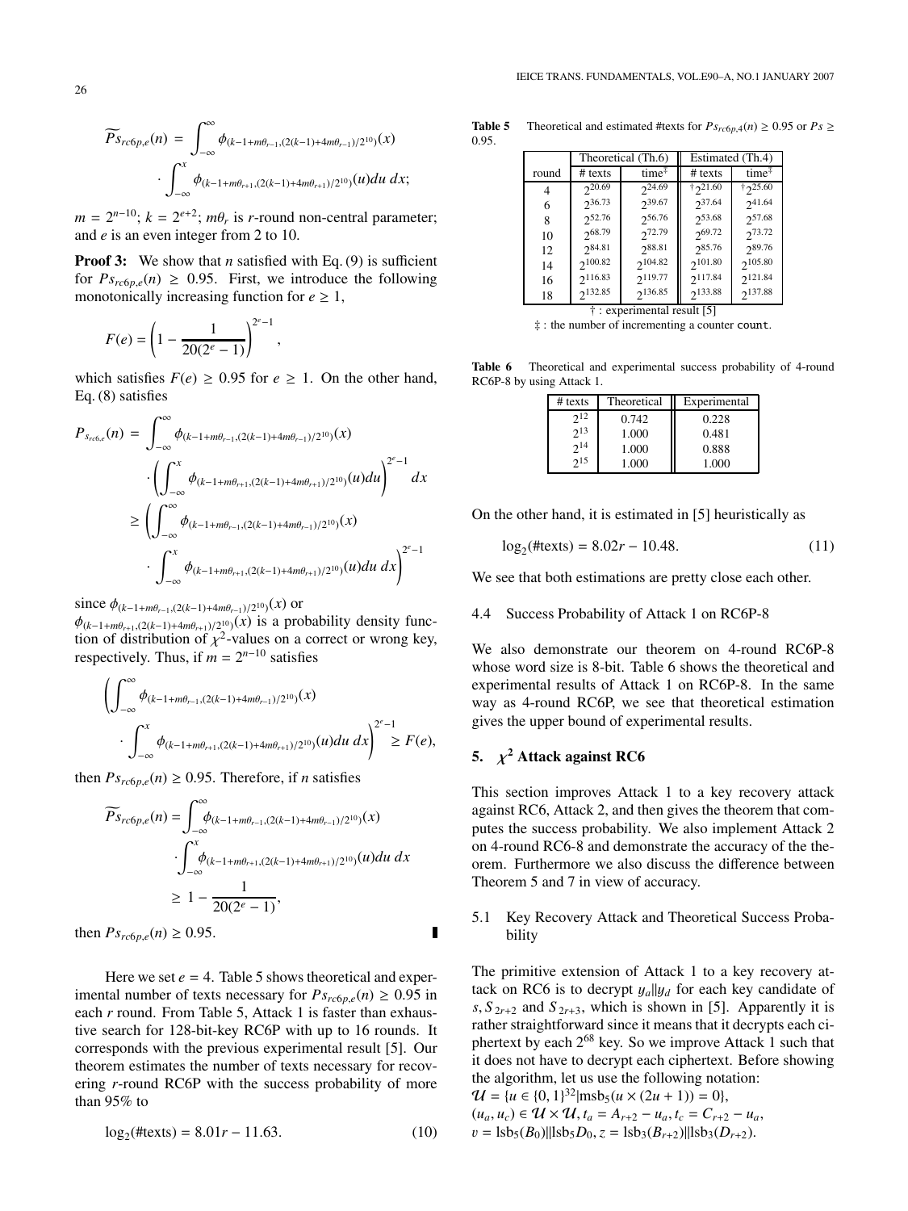$$\widetilde{Ps}_{rc6p,e}(n) = \int_{-\infty}^{\infty} \phi_{(k-1+m\theta_{r-1},(2(k-1)+4m\theta_{r-1})/2^{10})}(x) \cdot \int_{-\infty}^{x} \phi_{(k-1+m\theta_{r+1},(2(k-1)+4m\theta_{r+1})/2^{10})}(u)du\, dx;$$

$m = 2^{n-10}$; $k = 2^{e+2}$; $m\theta_r$ is $r$-round non-central parameter; and $e$ is an even integer from 2 to 10.

**Proof 3:** We show that $n$ satisfied with Eq. (9) is sufficient for $Ps_{rc6p,e}(n) \geq 0.95$. First, we introduce the following monotonically increasing function for $e \geq 1$,

$$F(e) = \left(1 - \frac{1}{20(2^e - 1)}\right)^{2^e-1},$$

which satisfies $F(e) \geq 0.95$ for $e \geq 1$. On the other hand, Eq. (8) satisfies

$$\begin{aligned}
P_{s_{rc6,e}}(n) &= \int_{-\infty}^{\infty} \phi_{(k-1+m\theta_{r-1},(2(k-1)+4m\theta_{r-1})/2^{10})}(x) \\
&\quad \cdot \left(\int_{-\infty}^{x} \phi_{(k-1+m\theta_{r+1},(2(k-1)+4m\theta_{r+1})/2^{10})}(u)du\right)^{2^e-1} dx \\
&\geq \left(\int_{-\infty}^{\infty} \phi_{(k-1+m\theta_{r-1},(2(k-1)+4m\theta_{r-1})/2^{10})}(x) \right. \\
&\quad \left. \cdot \int_{-\infty}^{x} \phi_{(k-1+m\theta_{r+1},(2(k-1)+4m\theta_{r+1})/2^{10})}(u)du\, dx\right)^{2^e-1}
\end{aligned}$$

since $\phi_{(k-1+m\theta_{r-1},(2(k-1)+4m\theta_{r-1})/2^{10})}(x)$ or $\phi_{(k-1+m\theta_{r+1},(2(k-1)+4m\theta_{r+1})/2^{10})}(x)$ is a probability density function of distribution of $\chi^2$-values on a correct or wrong key, respectively. Thus, if $m = 2^{n-10}$ satisfies

$$\left(\int_{-\infty}^{\infty} \phi_{(k-1+m\theta_{r-1},(2(k-1)+4m\theta_{r-1})/2^{10})}(x) \cdot \int_{-\infty}^{x} \phi_{(k-1+m\theta_{r+1},(2(k-1)+4m\theta_{r+1})/2^{10})}(u)du\, dx\right)^{2^e-1} \geq F(e),$$

then $Ps_{rc6p,e}(n) \geq 0.95$. Therefore, if $n$ satisfies

$$\begin{aligned}
\widetilde{Ps}_{rc6p,e}(n) &= \int_{-\infty}^{\infty} \phi_{(k-1+m\theta_{r-1},(2(k-1)+4m\theta_{r-1})/2^{10})}(x) \\
&\quad \cdot \int_{-\infty}^{x} \phi_{(k-1+m\theta_{r+1},(2(k-1)+4m\theta_{r+1})/2^{10})}(u)du\, dx \\
&\geq 1 - \frac{1}{20(2^e - 1)},
\end{aligned}$$

then $Ps_{rc6p,e}(n) \geq 0.95$. ∎

Here we set $e = 4$. Table 5 shows theoretical and experimental number of texts necessary for $Ps_{rc6p,e}(n) \geq 0.95$ in each $r$ round. From Table 5, Attack 1 is faster than exhaustive search for 128-bit-key RC6P with up to 16 rounds. It corresponds with the previous experimental result [5]. Our theorem estimates the number of texts necessary for recovering $r$-round RC6P with the success probability of more than 95% to

$$\log_2(\#\text{texts}) = 8.01r - 11.63. \tag{10}$$

**Table 5** Theoretical and estimated #texts for $Ps_{rc6p,4}(n) \geq 0.95$ or $Ps \geq 0.95$.

| | Theoretical (Th.6) | | Estimated (Th.4) | |
|---|---|---|---|---|
| round | # texts | time‡ | # texts | time‡ |
| 4 | $2^{20.69}$ | $2^{24.69}$ | †$2^{21.60}$ | †$2^{25.60}$ |
| 6 | $2^{36.73}$ | $2^{39.67}$ | $2^{37.64}$ | $2^{41.64}$ |
| 8 | $2^{52.76}$ | $2^{56.76}$ | $2^{53.68}$ | $2^{57.68}$ |
| 10 | $2^{68.79}$ | $2^{72.79}$ | $2^{69.72}$ | $2^{73.72}$ |
| 12 | $2^{84.81}$ | $2^{88.81}$ | $2^{85.76}$ | $2^{89.76}$ |
| 14 | $2^{100.82}$ | $2^{104.82}$ | $2^{101.80}$ | $2^{105.80}$ |
| 16 | $2^{116.83}$ | $2^{119.77}$ | $2^{117.84}$ | $2^{121.84}$ |
| 18 | $2^{132.85}$ | $2^{136.85}$ | $2^{133.88}$ | $2^{137.88}$ |

† : experimental result [5]

‡ : the number of incrementing a counter `count`.

**Table 6** Theoretical and experimental success probability of 4-round RC6P-8 by using Attack 1.

| # texts | Theoretical | Experimental |
|---|---|---|
| $2^{12}$ | 0.742 | 0.228 |
| $2^{13}$ | 1.000 | 0.481 |
| $2^{14}$ | 1.000 | 0.888 |
| $2^{15}$ | 1.000 | 1.000 |

On the other hand, it is estimated in [5] heuristically as

$$\log_2(\#\text{texts}) = 8.02r - 10.48. \tag{11}$$

We see that both estimations are pretty close each other.

### 4.4 Success Probability of Attack 1 on RC6P-8

We also demonstrate our theorem on 4-round RC6P-8 whose word size is 8-bit. Table 6 shows the theoretical and experimental results of Attack 1 on RC6P-8. In the same way as 4-round RC6P, we see that theoretical estimation gives the upper bound of experimental results.

## 5. $\chi^2$ Attack against RC6

This section improves Attack 1 to a key recovery attack against RC6, Attack 2, and then gives the theorem that computes the success probability. We also implement Attack 2 on 4-round RC6-8 and demonstrate the accuracy of the theorem. Furthermore we also discuss the difference between Theorem 5 and 7 in view of accuracy.

### 5.1 Key Recovery Attack and Theoretical Success Probability

The primitive extension of Attack 1 to a key recovery attack on RC6 is to decrypt $y_a||y_d$ for each key candidate of $s, S_{2r+2}$ and $S_{2r+3}$, which is shown in [5]. Apparently it is rather straightforward since it means that it decrypts each ciphertext by each $2^{68}$ key. So we improve Attack 1 such that it does not have to decrypt each ciphertext. Before showing the algorithm, let us use the following notation:

$\mathcal{U} = \{u \in \{0, 1\}^{32} | \text{msb}_5(u \times (2u + 1)) = 0\}$,
$(u_a, u_c) \in \mathcal{U} \times \mathcal{U}, t_a = A_{r+2} - u_a, t_c = C_{r+2} - u_a$,
$v = \text{lsb}_5(B_0)||\text{lsb}_5 D_0, z = \text{lsb}_3(B_{r+2})||\text{lsb}_3(D_{r+2})$.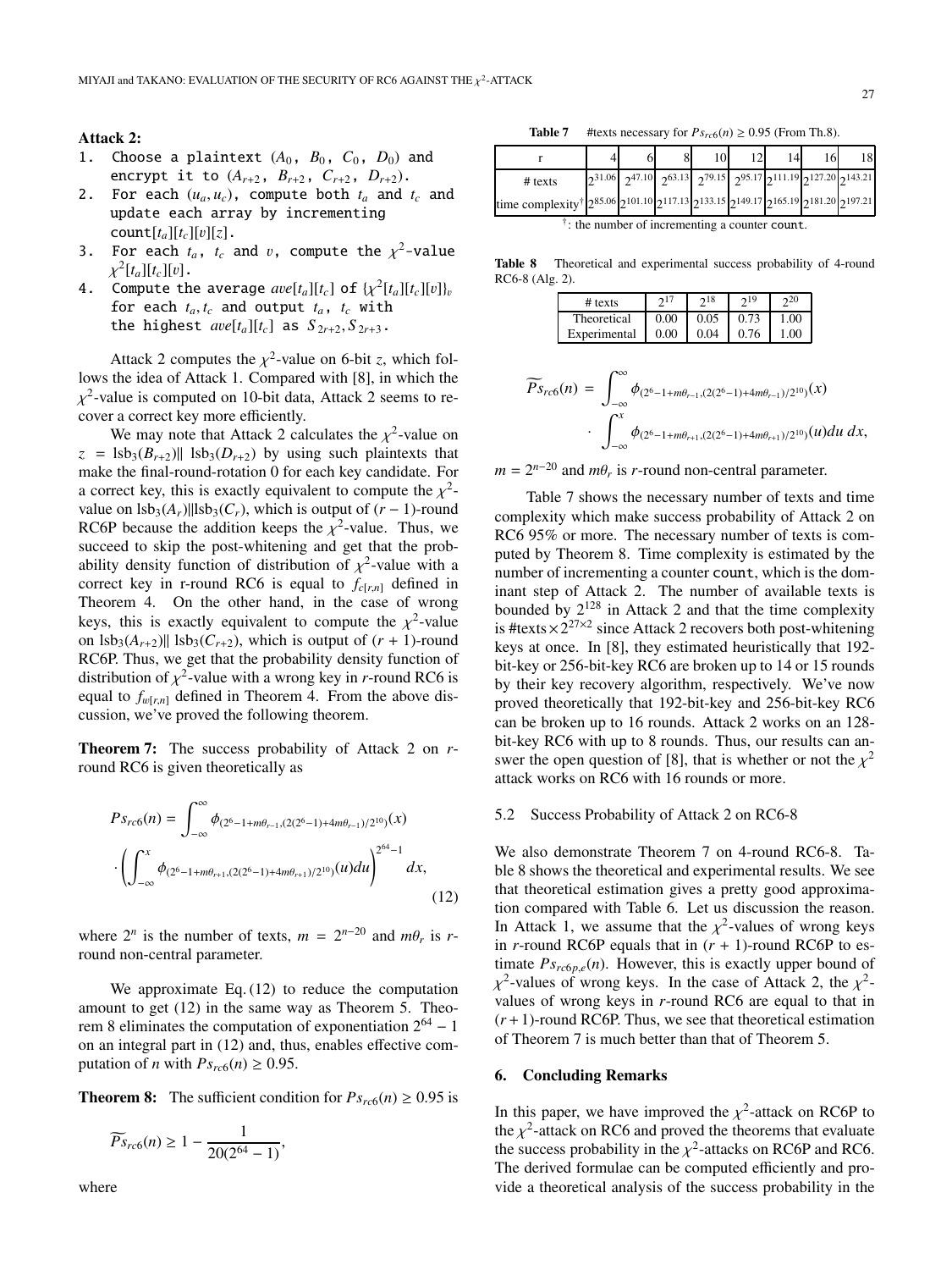**Attack 2:**

1. Choose a plaintext ($A_0$, $B_0$, $C_0$, $D_0$) and encrypt it to ($A_{r+2}$, $B_{r+2}$, $C_{r+2}$, $D_{r+2}$).
2. For each $(u_a, u_c)$, compute both $t_a$ and $t_c$ and update each array by incrementing count$[t_a][t_c][v][z]$.
3. For each $t_a$, $t_c$ and $v$, compute the $\chi^2$-value $\chi^2[t_a][t_c][v]$.
4. Compute the average $ave[t_a][t_c]$ of $\{\chi^2[t_a][t_c][v]\}_v$ for each $t_a, t_c$ and output $t_a$, $t_c$ with the highest $ave[t_a][t_c]$ as $S_{2r+2}, S_{2r+3}$.

Attack 2 computes the $\chi^2$-value on 6-bit $z$, which follows the idea of Attack 1. Compared with [8], in which the $\chi^2$-value is computed on 10-bit data, Attack 2 seems to recover a correct key more efficiently.

We may note that Attack 2 calculates the $\chi^2$-value on $z = \text{lsb}_3(B_{r+2}) \| \text{lsb}_3(D_{r+2})$ by using such plaintexts that make the final-round-rotation 0 for each key candidate. For a correct key, this is exactly equivalent to compute the $\chi^2$-value on $\text{lsb}_3(A_r)\|\text{lsb}_3(C_r)$, which is output of $(r-1)$-round RC6P because the addition keeps the $\chi^2$-value. Thus, we succeed to skip the post-whitening and get that the probability density function of distribution of $\chi^2$-value with a correct key in r-round RC6 is equal to $f_{c[r,n]}$ defined in Theorem 4. On the other hand, in the case of wrong keys, this is exactly equivalent to compute the $\chi^2$-value on $\text{lsb}_3(A_{r+2}) \| \text{lsb}_3(C_{r+2})$, which is output of $(r+1)$-round RC6P. Thus, we get that the probability density function of distribution of $\chi^2$-value with a wrong key in $r$-round RC6 is equal to $f_{w[r,n]}$ defined in Theorem 4. From the above discussion, we've proved the following theorem.

**Theorem 7:** The success probability of Attack 2 on $r$-round RC6 is given theoretically as

$$Ps_{rc6}(n) = \int_{-\infty}^{\infty} \phi_{(2^6-1+m\theta_{r-1},(2(2^6-1)+4m\theta_{r-1})/2^{10})}(x) \cdot \left( \int_{-\infty}^{x} \phi_{(2^6-1+m\theta_{r+1},(2(2^6-1)+4m\theta_{r+1})/2^{10})}(u)du \right)^{2^{64}-1} dx, \tag{12}$$

where $2^n$ is the number of texts, $m = 2^{n-20}$ and $m\theta_r$ is $r$-round non-central parameter.

We approximate Eq. (12) to reduce the computation amount to get (12) in the same way as Theorem 5. Theorem 8 eliminates the computation of exponentiation $2^{64}-1$ on an integral part in (12) and, thus, enables effective computation of $n$ with $Ps_{rc6}(n) \geq 0.95$.

**Theorem 8:** The sufficient condition for $Ps_{rc6}(n) \geq 0.95$ is

$$\widetilde{Ps}_{rc6}(n) \geq 1 - \frac{1}{20(2^{64}-1)},$$

where

$$\widetilde{Ps}_{rc6}(n) = \int_{-\infty}^{\infty} \phi_{(2^6-1+m\theta_{r-1},(2(2^6-1)+4m\theta_{r-1})/2^{10})}(x) \cdot \int_{-\infty}^{x} \phi_{(2^6-1+m\theta_{r+1},(2(2^6-1)+4m\theta_{r+1})/2^{10})}(u)du\, dx,$$

$m = 2^{n-20}$ and $m\theta_r$ is $r$-round non-central parameter.

**Table 7** #texts necessary for $Ps_{rc6}(n) \geq 0.95$ (From Th.8).

| r | 4 | 6 | 8 | 10 | 12 | 14 | 16 | 18 |
|---|---|---|---|---|---|---|---|---|
| # texts | $2^{31.06}$ | $2^{47.10}$ | $2^{63.13}$ | $2^{79.15}$ | $2^{95.17}$ | $2^{111.19}$ | $2^{127.20}$ | $2^{143.21}$ |
| time complexity† | $2^{85.06}$ | $2^{101.10}$ | $2^{117.13}$ | $2^{133.15}$ | $2^{149.17}$ | $2^{165.19}$ | $2^{181.20}$ | $2^{197.21}$ |

†: the number of incrementing a counter count.

**Table 8** Theoretical and experimental success probability of 4-round RC6-8 (Alg. 2).

| # texts | $2^{17}$ | $2^{18}$ | $2^{19}$ | $2^{20}$ |
|---|---|---|---|---|
| Theoretical | 0.00 | 0.05 | 0.73 | 1.00 |
| Experimental | 0.00 | 0.04 | 0.76 | 1.00 |

Table 7 shows the necessary number of texts and time complexity which make success probability of Attack 2 on RC6 95% or more. The necessary number of texts is computed by Theorem 8. Time complexity is estimated by the number of incrementing a counter count, which is the dominant step of Attack 2. The number of available texts is bounded by $2^{128}$ in Attack 2 and that the time complexity is #texts$\times 2^{27\times 2}$ since Attack 2 recovers both post-whitening keys at once. In [8], they estimated heuristically that 192-bit-key or 256-bit-key RC6 are broken up to 14 or 15 rounds by their key recovery algorithm, respectively. We've now proved theoretically that 192-bit-key and 256-bit-key RC6 can be broken up to 16 rounds. Attack 2 works on an 128-bit-key RC6 with up to 8 rounds. Thus, our results can answer the open question of [8], that is whether or not the $\chi^2$ attack works on RC6 with 16 rounds or more.

### 5.2 Success Probability of Attack 2 on RC6-8

We also demonstrate Theorem 7 on 4-round RC6-8. Table 8 shows the theoretical and experimental results. We see that theoretical estimation gives a pretty good approximation compared with Table 6. Let us discussion the reason. In Attack 1, we assume that the $\chi^2$-values of wrong keys in $r$-round RC6P equals that in $(r+1)$-round RC6P to estimate $Ps_{rc6p,e}(n)$. However, this is exactly upper bound of $\chi^2$-values of wrong keys. In the case of Attack 2, the $\chi^2$-values of wrong keys in $r$-round RC6 are equal to that in $(r+1)$-round RC6P. Thus, we see that theoretical estimation of Theorem 7 is much better than that of Theorem 5.

## 6. Concluding Remarks

In this paper, we have improved the $\chi^2$-attack on RC6P to the $\chi^2$-attack on RC6 and proved the theorems that evaluate the success probability in the $\chi^2$-attacks on RC6P and RC6. The derived formulae can be computed efficiently and provide a theoretical analysis of the success probability in the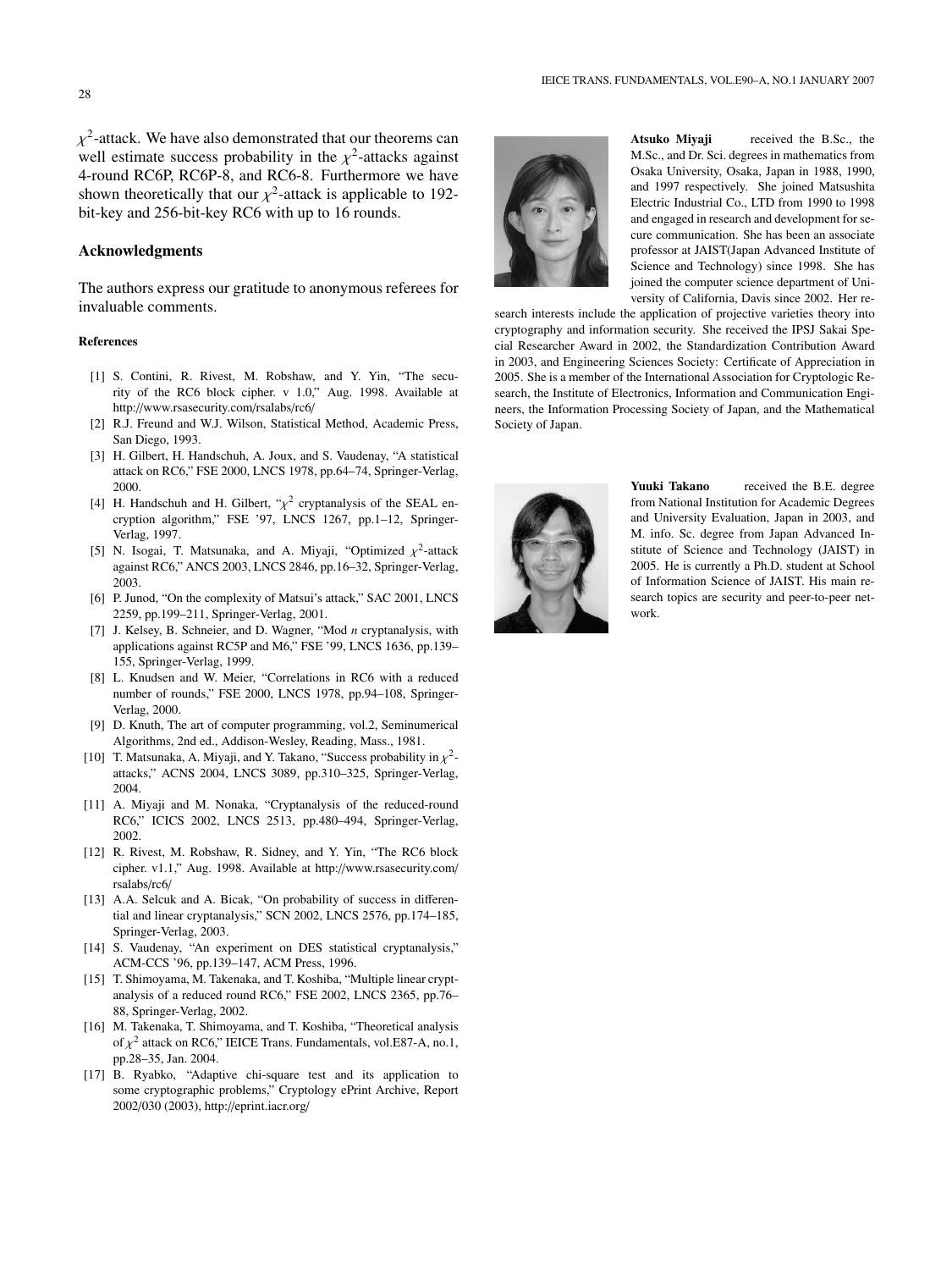$\chi^2$-attack. We have also demonstrated that our theorems can well estimate success probability in the $\chi^2$-attacks against 4-round RC6P, RC6P-8, and RC6-8. Furthermore we have shown theoretically that our $\chi^2$-attack is applicable to 192-bit-key and 256-bit-key RC6 with up to 16 rounds.

## Acknowledgments

The authors express our gratitude to anonymous referees for invaluable comments.

### References

[1] S. Contini, R. Rivest, M. Robshaw, and Y. Yin, "The security of the RC6 block cipher. v 1.0," Aug. 1998. Available at http://www.rsasecurity.com/rsalabs/rc6/

[2] R.J. Freund and W.J. Wilson, Statistical Method, Academic Press, San Diego, 1993.

[3] H. Gilbert, H. Handschuh, A. Joux, and S. Vaudenay, "A statistical attack on RC6," FSE 2000, LNCS 1978, pp.64–74, Springer-Verlag, 2000.

[4] H. Handschuh and H. Gilbert, "$\chi^2$ cryptanalysis of the SEAL encryption algorithm," FSE '97, LNCS 1267, pp.1–12, Springer-Verlag, 1997.

[5] N. Isogai, T. Matsunaka, and A. Miyaji, "Optimized $\chi^2$-attack against RC6," ANCS 2003, LNCS 2846, pp.16–32, Springer-Verlag, 2003.

[6] P. Junod, "On the complexity of Matsui's attack," SAC 2001, LNCS 2259, pp.199–211, Springer-Verlag, 2001.

[7] J. Kelsey, B. Schneier, and D. Wagner, "Mod *n* cryptanalysis, with applications against RC5P and M6," FSE '99, LNCS 1636, pp.139–155, Springer-Verlag, 1999.

[8] L. Knudsen and W. Meier, "Correlations in RC6 with a reduced number of rounds," FSE 2000, LNCS 1978, pp.94–108, Springer-Verlag, 2000.

[9] D. Knuth, The art of computer programming, vol.2, Seminumerical Algorithms, 2nd ed., Addison-Wesley, Reading, Mass., 1981.

[10] T. Matsunaka, A. Miyaji, and Y. Takano, "Success probability in $\chi^2$-attacks," ACNS 2004, LNCS 3089, pp.310–325, Springer-Verlag, 2004.

[11] A. Miyaji and M. Nonaka, "Cryptanalysis of the reduced-round RC6," ICICS 2002, LNCS 2513, pp.480–494, Springer-Verlag, 2002.

[12] R. Rivest, M. Robshaw, R. Sidney, and Y. Yin, "The RC6 block cipher. v1.1," Aug. 1998. Available at http://www.rsasecurity.com/rsalabs/rc6/

[13] A.A. Selcuk and A. Bicak, "On probability of success in differential and linear cryptanalysis," SCN 2002, LNCS 2576, pp.174–185, Springer-Verlag, 2003.

[14] S. Vaudenay, "An experiment on DES statistical cryptanalysis," ACM-CCS '96, pp.139–147, ACM Press, 1996.

[15] T. Shimoyama, M. Takenaka, and T. Koshiba, "Multiple linear cryptanalysis of a reduced round RC6," FSE 2002, LNCS 2365, pp.76–88, Springer-Verlag, 2002.

[16] M. Takenaka, T. Shimoyama, and T. Koshiba, "Theoretical analysis of $\chi^2$ attack on RC6," IEICE Trans. Fundamentals, vol.E87-A, no.1, pp.28–35, Jan. 2004.

[17] B. Ryabko, "Adaptive chi-square test and its application to some cryptographic problems," Cryptology ePrint Archive, Report 2002/030 (2003), http://eprint.iacr.org/

**Atsuko Miyaji** received the B.Sc., the M.Sc., and Dr. Sci. degrees in mathematics from Osaka University, Osaka, Japan in 1988, 1990, and 1997 respectively. She joined Matsushita Electric Industrial Co., LTD from 1990 to 1998 and engaged in research and development for secure communication. She has been an associate professor at JAIST(Japan Advanced Institute of Science and Technology) since 1998. She has joined the computer science department of University of California, Davis since 2002. Her research interests include the application of projective varieties theory into cryptography and information security. She received the IPSJ Sakai Special Researcher Award in 2002, the Standardization Contribution Award in 2003, and Engineering Sciences Society: Certificate of Appreciation in 2005. She is a member of the International Association for Cryptologic Research, the Institute of Electronics, Information and Communication Engineers, the Information Processing Society of Japan, and the Mathematical Society of Japan.

**Yuuki Takano** received the B.E. degree from National Institution for Academic Degrees and University Evaluation, Japan in 2003, and M. info. Sc. degree from Japan Advanced Institute of Science and Technology (JAIST) in 2005. He is currently a Ph.D. student at School of Information Science of JAIST. His main research topics are security and peer-to-peer network.